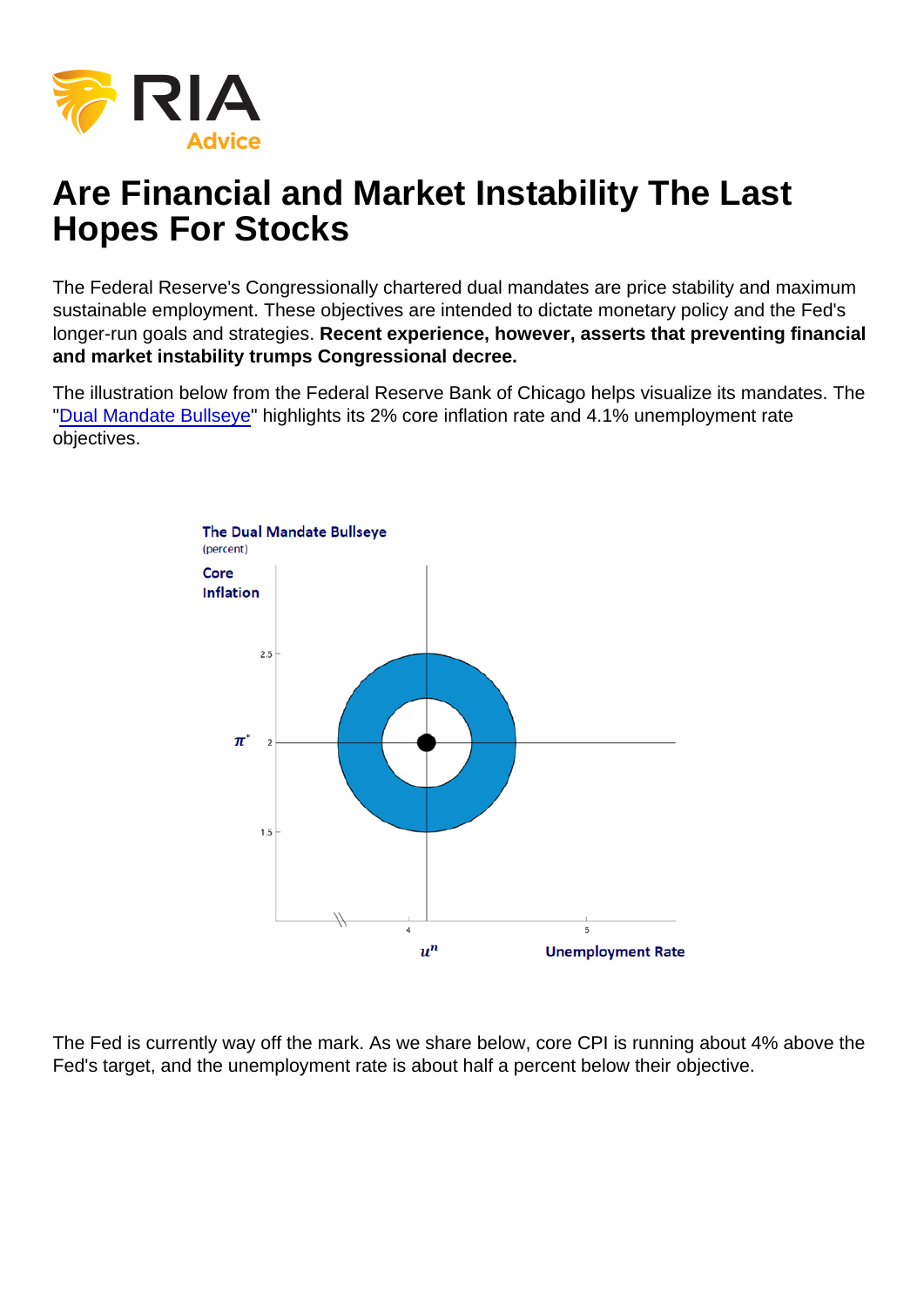# Are Financial and Market Instability The Last Hopes For Stocks

The Federal Reserve's Congressionally chartered dual mandates are price stability and maximum sustainable employment. These objectives are intended to dictate monetary policy and the Fed's longer-run goals and strategies. **Recent experience, however, asserts that preventing financial and market instability trumps Congressional decree.**

The illustration below from the Federal Reserve Bank of Chicago helps visualize its mandates. The "Dual Mandate Bullseye" highlights its 2% core inflation rate and 4.1% unemployment rate objectives.

The Fed is currently way off the mark. As we share below, core CPI is running about 4% above the Fed's target, and the unemployment rate is about half a percent below their objective.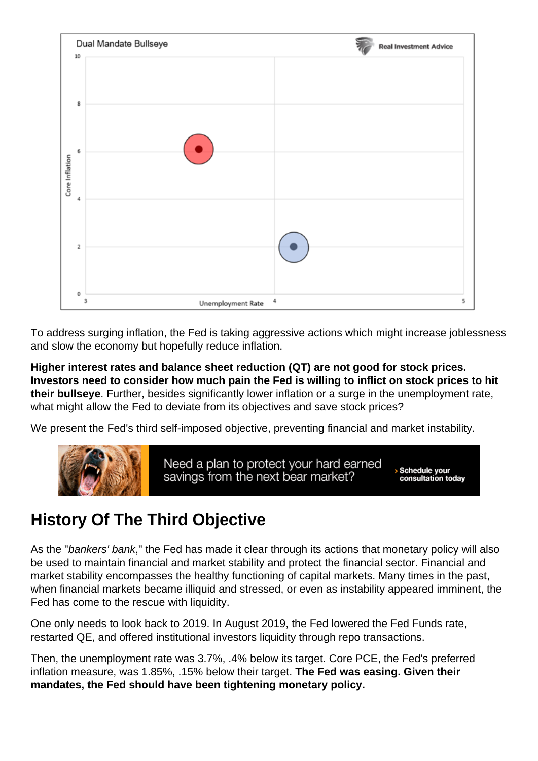To address surging inflation, the Fed is taking aggressive actions which might increase joblessness and slow the economy but hopefully reduce inflation.

**Higher interest rates and balance sheet reduction (QT) are not good for stock prices. Investors need to consider how much pain the Fed is willing to inflict on stock prices to hit their bullseye**. Further, besides significantly lower inflation or a surge in the unemployment rate, what might allow the Fed to deviate from its objectives and save stock prices?

We present the Fed's third self-imposed objective, preventing financial and market instability.

## History Of The Third Objective

As the "*bankers' bank*," the Fed has made it clear through its actions that monetary policy will also be used to maintain financial and market stability and protect the financial sector. Financial and market stability encompasses the healthy functioning of capital markets. Many times in the past, when financial markets became illiquid and stressed, or even as instability appeared imminent, the Fed has come to the rescue with liquidity.

One only needs to look back to 2019. In August 2019, the Fed lowered the Fed Funds rate, restarted QE, and offered institutional investors liquidity through repo transactions.

Then, the unemployment rate was 3.7%, .4% below its target. Core PCE, the Fed's preferred inflation measure, was 1.85%, .15% below their target. **The Fed was easing. Given their mandates, the Fed should have been tightening monetary policy.**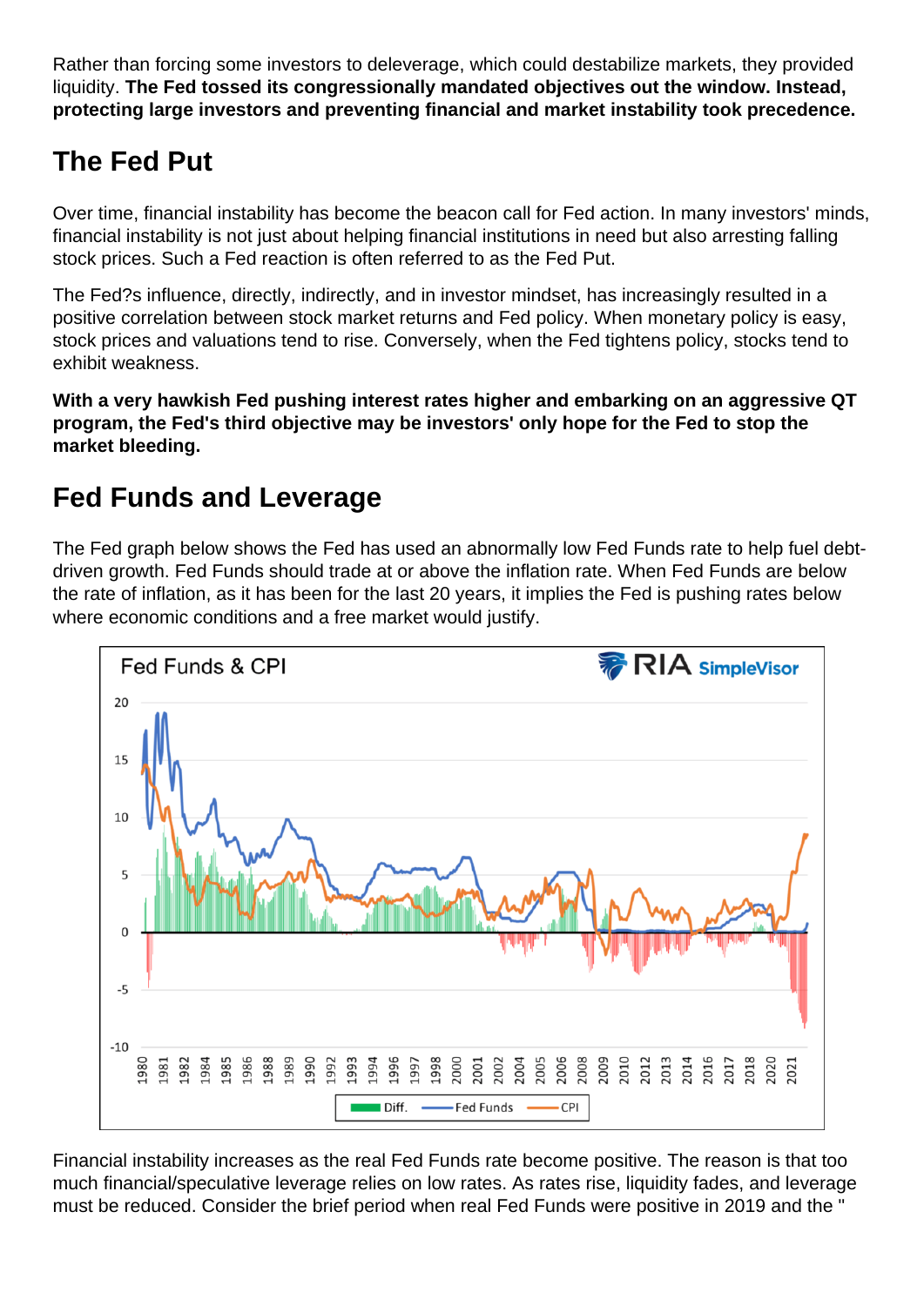Rather than forcing some investors to deleverage, which could destabilize markets, they provided liquidity. **The Fed tossed its congressionally mandated objectives out the window. Instead, protecting large investors and preventing financial and market instability took precedence.**

## The Fed Put

Over time, financial instability has become the beacon call for Fed action. In many investors' minds, financial instability is not just about helping financial institutions in need but also arresting falling stock prices. Such a Fed reaction is often referred to as the Fed Put.

The Fed?s influence, directly, indirectly, and in investor mindset, has increasingly resulted in a positive correlation between stock market returns and Fed policy. When monetary policy is easy, stock prices and valuations tend to rise. Conversely, when the Fed tightens policy, stocks tend to exhibit weakness.

**With a very hawkish Fed pushing interest rates higher and embarking on an aggressive QT program, the Fed's third objective may be investors' only hope for the Fed to stop the market bleeding.**

## Fed Funds and Leverage

The Fed graph below shows the Fed has used an abnormally low Fed Funds rate to help fuel debt-driven growth. Fed Funds should trade at or above the inflation rate. When Fed Funds are below the rate of inflation, as it has been for the last 20 years, it implies the Fed is pushing rates below where economic conditions and a free market would justify.

Financial instability increases as the real Fed Funds rate become positive. The reason is that too much financial/speculative leverage relies on low rates. As rates rise, liquidity fades, and leverage must be reduced. Consider the brief period when real Fed Funds were positive in 2019 and the "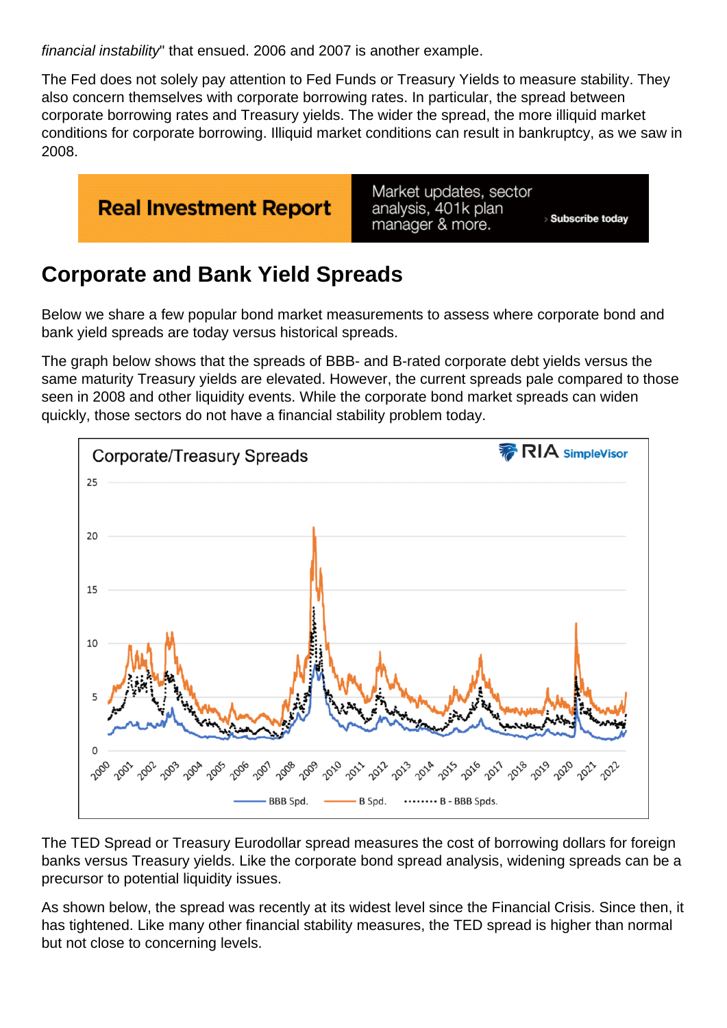*financial instability*" that ensued. 2006 and 2007 is another example.

The Fed does not solely pay attention to Fed Funds or Treasury Yields to measure stability. They also concern themselves with corporate borrowing rates. In particular, the spread between corporate borrowing rates and Treasury yields. The wider the spread, the more illiquid market conditions for corporate borrowing. Illiquid market conditions can result in bankruptcy, as we saw in 2008.

## Corporate and Bank Yield Spreads

Below we share a few popular bond market measurements to assess where corporate bond and bank yield spreads are today versus historical spreads.

The graph below shows that the spreads of BBB- and B-rated corporate debt yields versus the same maturity Treasury yields are elevated. However, the current spreads pale compared to those seen in 2008 and other liquidity events. While the corporate bond market spreads can widen quickly, those sectors do not have a financial stability problem today.

The TED Spread or Treasury Eurodollar spread measures the cost of borrowing dollars for foreign banks versus Treasury yields. Like the corporate bond spread analysis, widening spreads can be a precursor to potential liquidity issues.

As shown below, the spread was recently at its widest level since the Financial Crisis. Since then, it has tightened. Like many other financial stability measures, the TED spread is higher than normal but not close to concerning levels.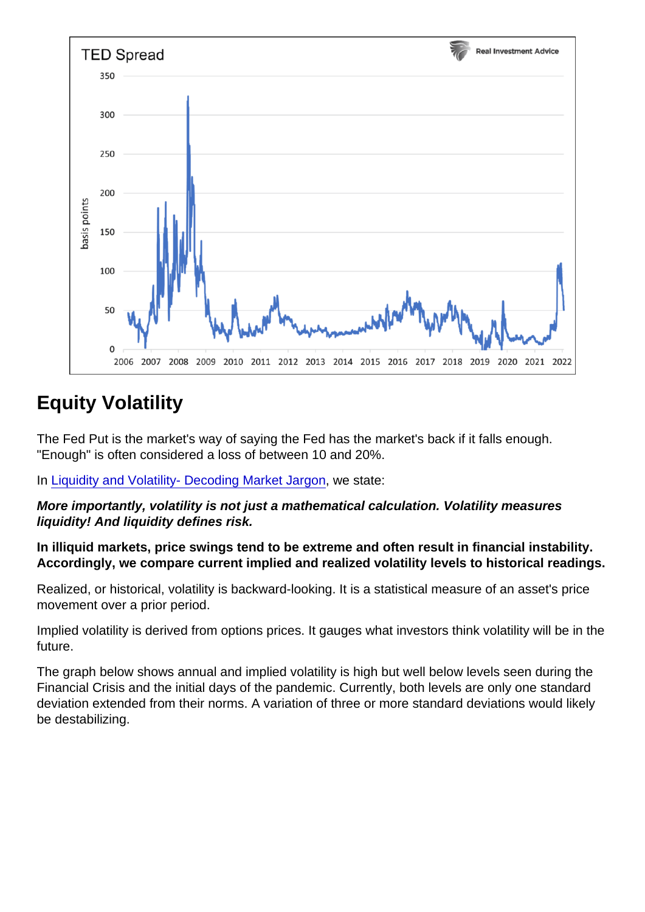## Equity Volatility

The Fed Put is the market's way of saying the Fed has the market's back if it falls enough. "Enough" is often considered a loss of between 10 and 20%.

In Liquidity and Volatility- Decoding Market Jargon, we state:

***More importantly, volatility is not just a mathematical calculation. Volatility measures liquidity! And liquidity defines risk.***

**In illiquid markets, price swings tend to be extreme and often result in financial instability. Accordingly, we compare current implied and realized volatility levels to historical readings.**

Realized, or historical, volatility is backward-looking. It is a statistical measure of an asset's price movement over a prior period.

Implied volatility is derived from options prices. It gauges what investors think volatility will be in the future.

The graph below shows annual and implied volatility is high but well below levels seen during the Financial Crisis and the initial days of the pandemic. Currently, both levels are only one standard deviation extended from their norms. A variation of three or more standard deviations would likely be destabilizing.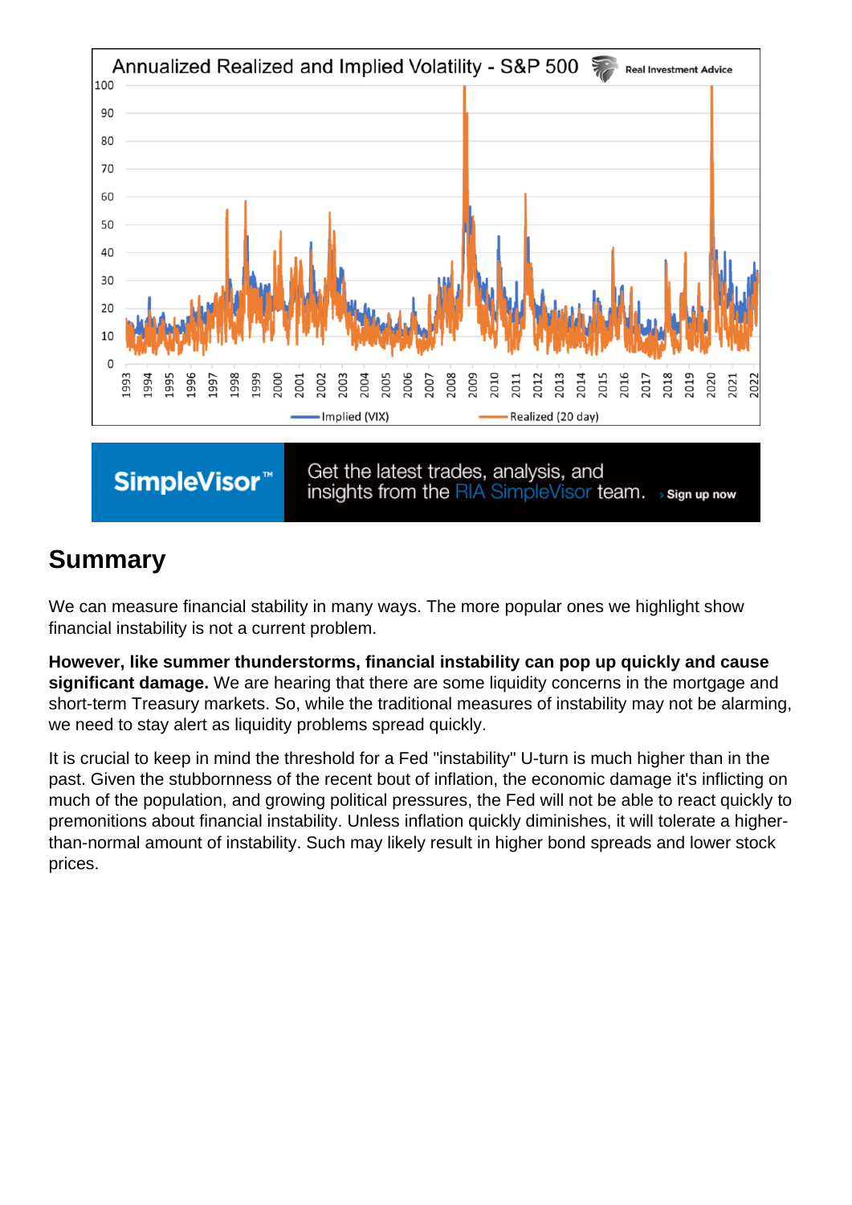Annualized Realized and Implied Volatility - S&P 500

Real Investment Advice

100
90
80
70
60
50
40
30
20
10
0

1993 1994 1995 1996 1997 1998 1999 2000 2001 2002 2003 2004 2005 2006 2007 2008 2009 2010 2011 2012 2013 2014 2015 2016 2017 2018 2019 2020 2021 2022

Implied (VIX)
Realized (20 day)

SimpleVisor™

Get the latest trades, analysis, and insights from the RIA SimpleVisor team.

› Sign up now

## Summary

We can measure financial stability in many ways. The more popular ones we highlight show financial instability is not a current problem.

**However, like summer thunderstorms, financial instability can pop up quickly and cause significant damage.** We are hearing that there are some liquidity concerns in the mortgage and short-term Treasury markets. So, while the traditional measures of instability may not be alarming, we need to stay alert as liquidity problems spread quickly.

It is crucial to keep in mind the threshold for a Fed "instability" U-turn is much higher than in the past. Given the stubbornness of the recent bout of inflation, the economic damage it's inflicting on much of the population, and growing political pressures, the Fed will not be able to react quickly to premonitions about financial instability. Unless inflation quickly diminishes, it will tolerate a higher-than-normal amount of instability. Such may likely result in higher bond spreads and lower stock prices.